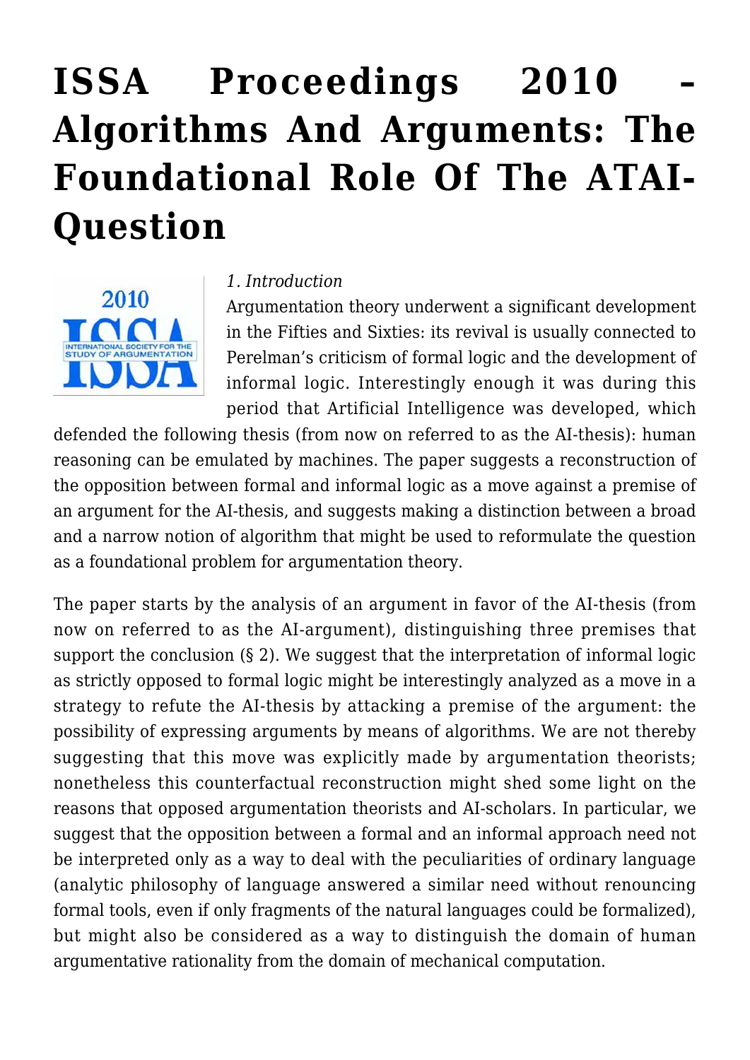# ISSA Proceedings 2010 – Algorithms And Arguments: The Foundational Role Of The ATAI-Question

*1. Introduction*

Argumentation theory underwent a significant development in the Fifties and Sixties: its revival is usually connected to Perelman's criticism of formal logic and the development of informal logic. Interestingly enough it was during this period that Artificial Intelligence was developed, which defended the following thesis (from now on referred to as the AI-thesis): human reasoning can be emulated by machines. The paper suggests a reconstruction of the opposition between formal and informal logic as a move against a premise of an argument for the AI-thesis, and suggests making a distinction between a broad and a narrow notion of algorithm that might be used to reformulate the question as a foundational problem for argumentation theory.

The paper starts by the analysis of an argument in favor of the AI-thesis (from now on referred to as the AI-argument), distinguishing three premises that support the conclusion (§ 2). We suggest that the interpretation of informal logic as strictly opposed to formal logic might be interestingly analyzed as a move in a strategy to refute the AI-thesis by attacking a premise of the argument: the possibility of expressing arguments by means of algorithms. We are not thereby suggesting that this move was explicitly made by argumentation theorists; nonetheless this counterfactual reconstruction might shed some light on the reasons that opposed argumentation theorists and AI-scholars. In particular, we suggest that the opposition between a formal and an informal approach need not be interpreted only as a way to deal with the peculiarities of ordinary language (analytic philosophy of language answered a similar need without renouncing formal tools, even if only fragments of the natural languages could be formalized), but might also be considered as a way to distinguish the domain of human argumentative rationality from the domain of mechanical computation.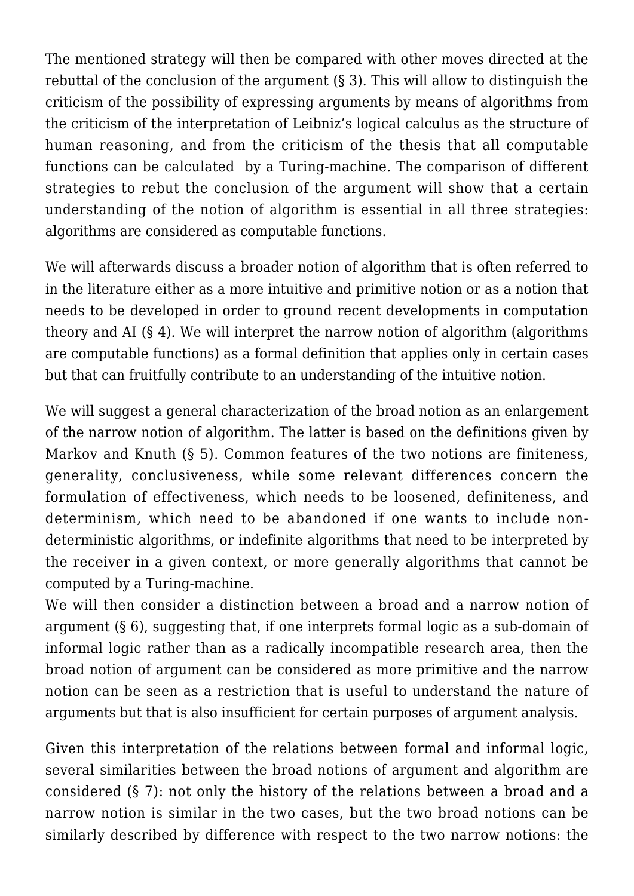The mentioned strategy will then be compared with other moves directed at the rebuttal of the conclusion of the argument (§ 3). This will allow to distinguish the criticism of the possibility of expressing arguments by means of algorithms from the criticism of the interpretation of Leibniz's logical calculus as the structure of human reasoning, and from the criticism of the thesis that all computable functions can be calculated by a Turing-machine. The comparison of different strategies to rebut the conclusion of the argument will show that a certain understanding of the notion of algorithm is essential in all three strategies: algorithms are considered as computable functions.

We will afterwards discuss a broader notion of algorithm that is often referred to in the literature either as a more intuitive and primitive notion or as a notion that needs to be developed in order to ground recent developments in computation theory and AI (§ 4). We will interpret the narrow notion of algorithm (algorithms are computable functions) as a formal definition that applies only in certain cases but that can fruitfully contribute to an understanding of the intuitive notion.

We will suggest a general characterization of the broad notion as an enlargement of the narrow notion of algorithm. The latter is based on the definitions given by Markov and Knuth (§ 5). Common features of the two notions are finiteness, generality, conclusiveness, while some relevant differences concern the formulation of effectiveness, which needs to be loosened, definiteness, and determinism, which need to be abandoned if one wants to include non-deterministic algorithms, or indefinite algorithms that need to be interpreted by the receiver in a given context, or more generally algorithms that cannot be computed by a Turing-machine.

We will then consider a distinction between a broad and a narrow notion of argument (§ 6), suggesting that, if one interprets formal logic as a sub-domain of informal logic rather than as a radically incompatible research area, then the broad notion of argument can be considered as more primitive and the narrow notion can be seen as a restriction that is useful to understand the nature of arguments but that is also insufficient for certain purposes of argument analysis.

Given this interpretation of the relations between formal and informal logic, several similarities between the broad notions of argument and algorithm are considered (§ 7): not only the history of the relations between a broad and a narrow notion is similar in the two cases, but the two broad notions can be similarly described by difference with respect to the two narrow notions: the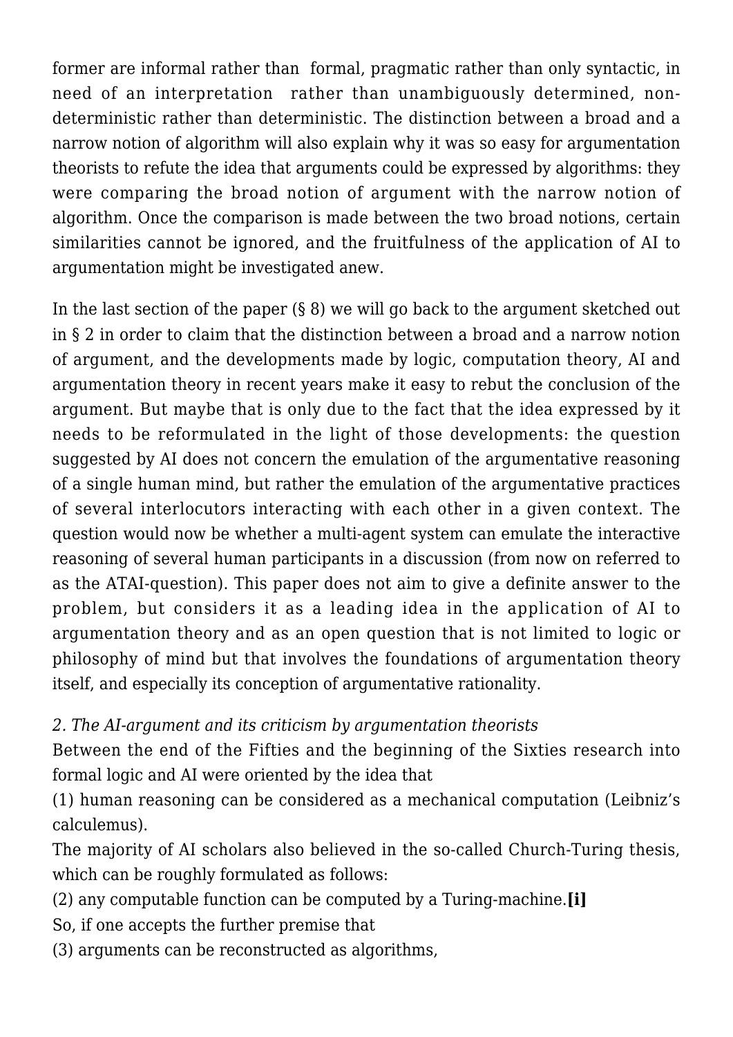former are informal rather than formal, pragmatic rather than only syntactic, in need of an interpretation rather than unambiguously determined, non-deterministic rather than deterministic. The distinction between a broad and a narrow notion of algorithm will also explain why it was so easy for argumentation theorists to refute the idea that arguments could be expressed by algorithms: they were comparing the broad notion of argument with the narrow notion of algorithm. Once the comparison is made between the two broad notions, certain similarities cannot be ignored, and the fruitfulness of the application of AI to argumentation might be investigated anew.

In the last section of the paper (§ 8) we will go back to the argument sketched out in § 2 in order to claim that the distinction between a broad and a narrow notion of argument, and the developments made by logic, computation theory, AI and argumentation theory in recent years make it easy to rebut the conclusion of the argument. But maybe that is only due to the fact that the idea expressed by it needs to be reformulated in the light of those developments: the question suggested by AI does not concern the emulation of the argumentative reasoning of a single human mind, but rather the emulation of the argumentative practices of several interlocutors interacting with each other in a given context. The question would now be whether a multi-agent system can emulate the interactive reasoning of several human participants in a discussion (from now on referred to as the ATAI-question). This paper does not aim to give a definite answer to the problem, but considers it as a leading idea in the application of AI to argumentation theory and as an open question that is not limited to logic or philosophy of mind but that involves the foundations of argumentation theory itself, and especially its conception of argumentative rationality.

*2. The AI-argument and its criticism by argumentation theorists*

Between the end of the Fifties and the beginning of the Sixties research into formal logic and AI were oriented by the idea that

(1) human reasoning can be considered as a mechanical computation (Leibniz's calculemus).

The majority of AI scholars also believed in the so-called Church-Turing thesis, which can be roughly formulated as follows:

(2) any computable function can be computed by a Turing-machine.**[i]**

So, if one accepts the further premise that

(3) arguments can be reconstructed as algorithms,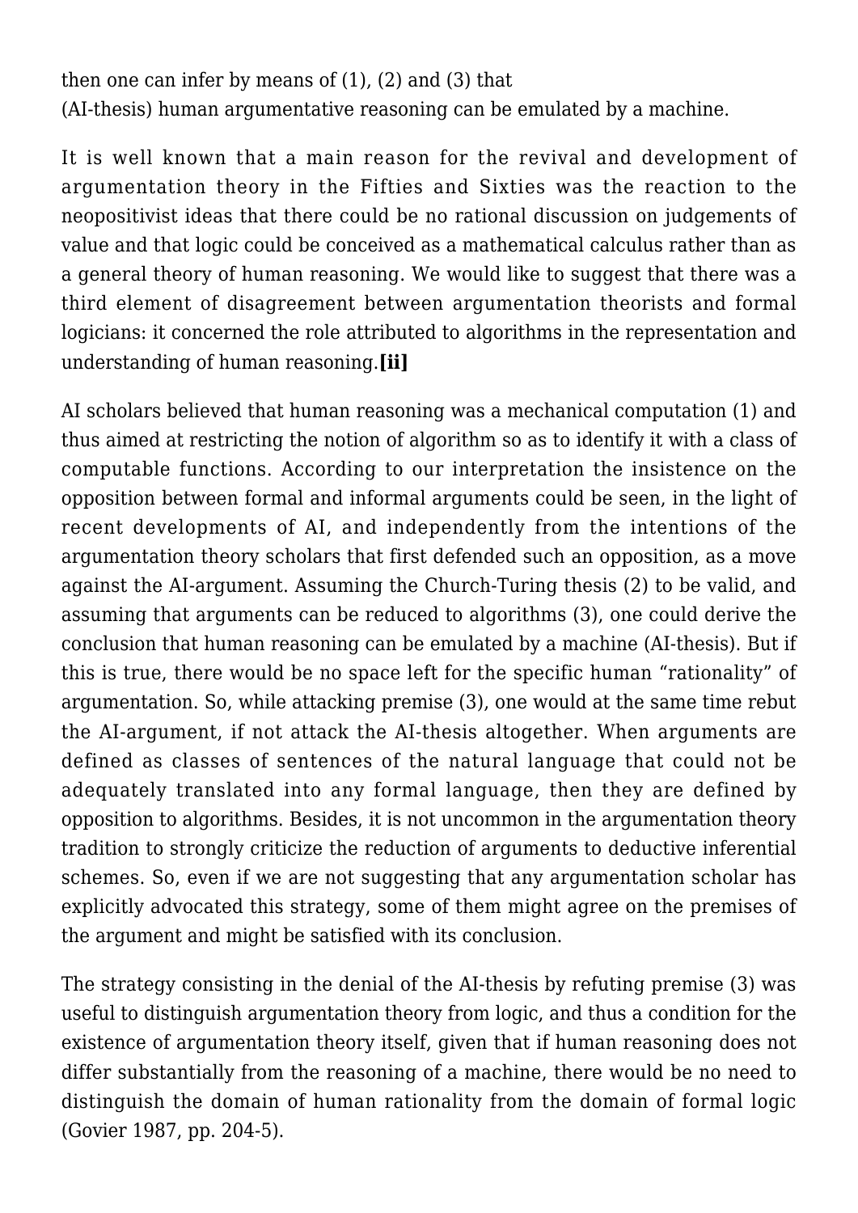then one can infer by means of (1), (2) and (3) that
(AI-thesis) human argumentative reasoning can be emulated by a machine.

It is well known that a main reason for the revival and development of argumentation theory in the Fifties and Sixties was the reaction to the neopositivist ideas that there could be no rational discussion on judgements of value and that logic could be conceived as a mathematical calculus rather than as a general theory of human reasoning. We would like to suggest that there was a third element of disagreement between argumentation theorists and formal logicians: it concerned the role attributed to algorithms in the representation and understanding of human reasoning.**[ii]**

AI scholars believed that human reasoning was a mechanical computation (1) and thus aimed at restricting the notion of algorithm so as to identify it with a class of computable functions. According to our interpretation the insistence on the opposition between formal and informal arguments could be seen, in the light of recent developments of AI, and independently from the intentions of the argumentation theory scholars that first defended such an opposition, as a move against the AI-argument. Assuming the Church-Turing thesis (2) to be valid, and assuming that arguments can be reduced to algorithms (3), one could derive the conclusion that human reasoning can be emulated by a machine (AI-thesis). But if this is true, there would be no space left for the specific human "rationality" of argumentation. So, while attacking premise (3), one would at the same time rebut the AI-argument, if not attack the AI-thesis altogether. When arguments are defined as classes of sentences of the natural language that could not be adequately translated into any formal language, then they are defined by opposition to algorithms. Besides, it is not uncommon in the argumentation theory tradition to strongly criticize the reduction of arguments to deductive inferential schemes. So, even if we are not suggesting that any argumentation scholar has explicitly advocated this strategy, some of them might agree on the premises of the argument and might be satisfied with its conclusion.

The strategy consisting in the denial of the AI-thesis by refuting premise (3) was useful to distinguish argumentation theory from logic, and thus a condition for the existence of argumentation theory itself, given that if human reasoning does not differ substantially from the reasoning of a machine, there would be no need to distinguish the domain of human rationality from the domain of formal logic (Govier 1987, pp. 204-5).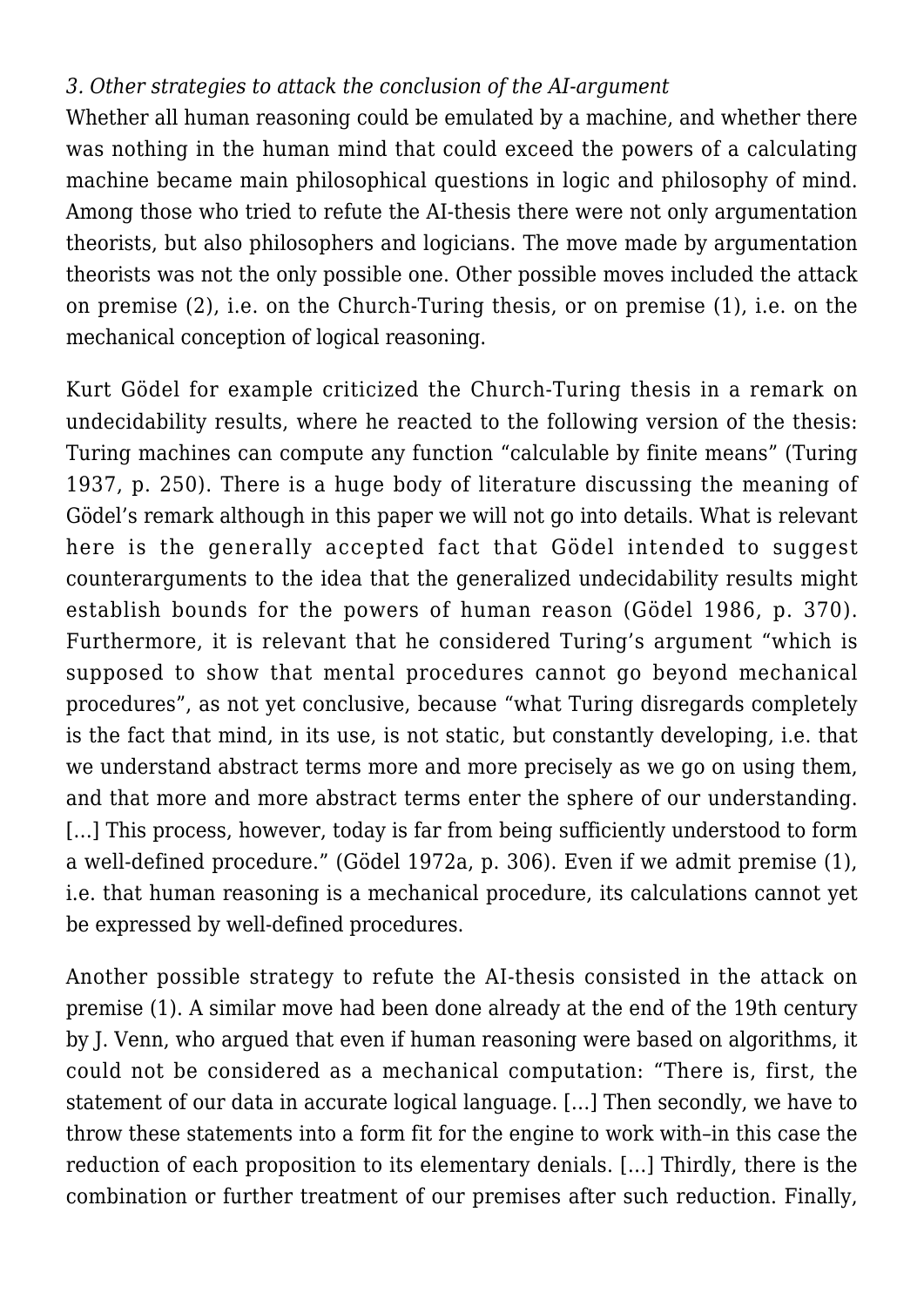*3. Other strategies to attack the conclusion of the AI-argument*

Whether all human reasoning could be emulated by a machine, and whether there was nothing in the human mind that could exceed the powers of a calculating machine became main philosophical questions in logic and philosophy of mind. Among those who tried to refute the AI-thesis there were not only argumentation theorists, but also philosophers and logicians. The move made by argumentation theorists was not the only possible one. Other possible moves included the attack on premise (2), i.e. on the Church-Turing thesis, or on premise (1), i.e. on the mechanical conception of logical reasoning.

Kurt Gödel for example criticized the Church-Turing thesis in a remark on undecidability results, where he reacted to the following version of the thesis: Turing machines can compute any function "calculable by finite means" (Turing 1937, p. 250). There is a huge body of literature discussing the meaning of Gödel's remark although in this paper we will not go into details. What is relevant here is the generally accepted fact that Gödel intended to suggest counterarguments to the idea that the generalized undecidability results might establish bounds for the powers of human reason (Gödel 1986, p. 370). Furthermore, it is relevant that he considered Turing's argument "which is supposed to show that mental procedures cannot go beyond mechanical procedures", as not yet conclusive, because "what Turing disregards completely is the fact that mind, in its use, is not static, but constantly developing, i.e. that we understand abstract terms more and more precisely as we go on using them, and that more and more abstract terms enter the sphere of our understanding. […] This process, however, today is far from being sufficiently understood to form a well-defined procedure." (Gödel 1972a, p. 306). Even if we admit premise (1), i.e. that human reasoning is a mechanical procedure, its calculations cannot yet be expressed by well-defined procedures.

Another possible strategy to refute the AI-thesis consisted in the attack on premise (1). A similar move had been done already at the end of the 19th century by J. Venn, who argued that even if human reasoning were based on algorithms, it could not be considered as a mechanical computation: "There is, first, the statement of our data in accurate logical language. […] Then secondly, we have to throw these statements into a form fit for the engine to work with–in this case the reduction of each proposition to its elementary denials. […] Thirdly, there is the combination or further treatment of our premises after such reduction. Finally,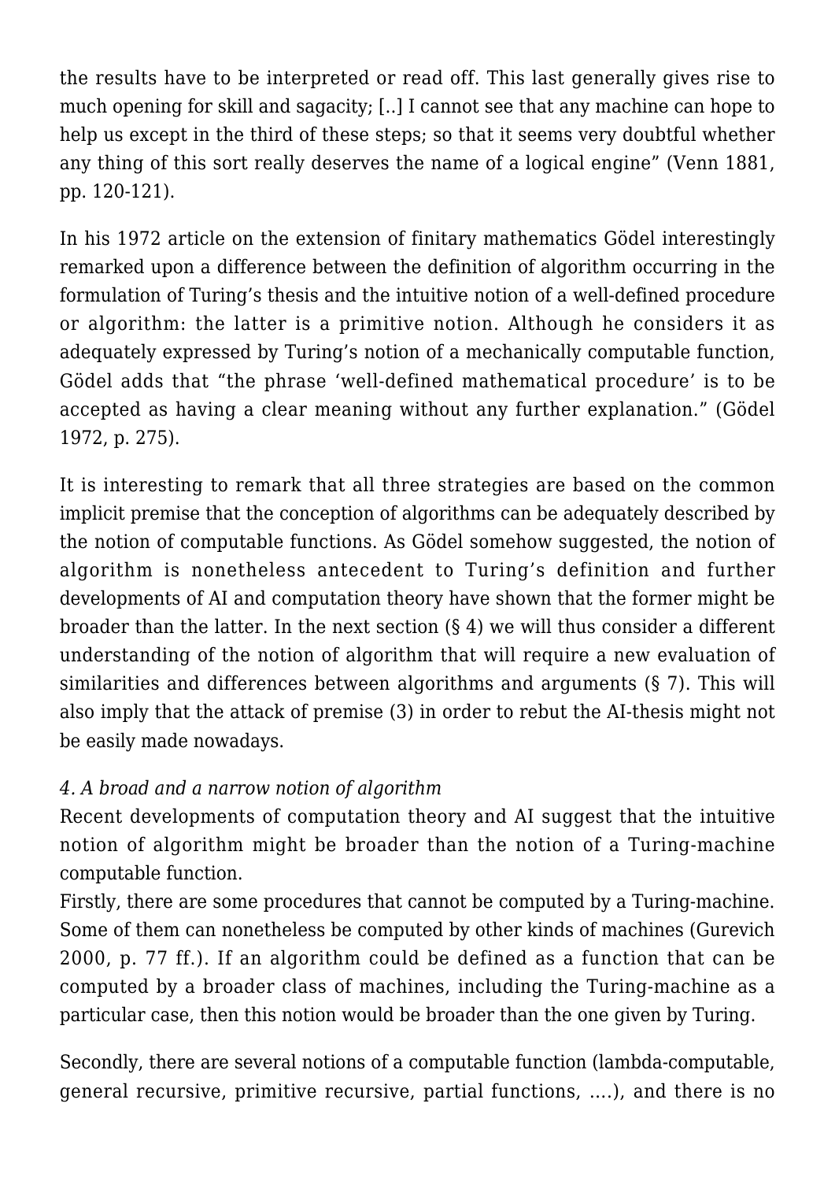the results have to be interpreted or read off. This last generally gives rise to much opening for skill and sagacity; [..] I cannot see that any machine can hope to help us except in the third of these steps; so that it seems very doubtful whether any thing of this sort really deserves the name of a logical engine" (Venn 1881, pp. 120-121).

In his 1972 article on the extension of finitary mathematics Gödel interestingly remarked upon a difference between the definition of algorithm occurring in the formulation of Turing's thesis and the intuitive notion of a well-defined procedure or algorithm: the latter is a primitive notion. Although he considers it as adequately expressed by Turing's notion of a mechanically computable function, Gödel adds that "the phrase 'well-defined mathematical procedure' is to be accepted as having a clear meaning without any further explanation." (Gödel 1972, p. 275).

It is interesting to remark that all three strategies are based on the common implicit premise that the conception of algorithms can be adequately described by the notion of computable functions. As Gödel somehow suggested, the notion of algorithm is nonetheless antecedent to Turing's definition and further developments of AI and computation theory have shown that the former might be broader than the latter. In the next section (§ 4) we will thus consider a different understanding of the notion of algorithm that will require a new evaluation of similarities and differences between algorithms and arguments (§ 7). This will also imply that the attack of premise (3) in order to rebut the AI-thesis might not be easily made nowadays.

*4. A broad and a narrow notion of algorithm*

Recent developments of computation theory and AI suggest that the intuitive notion of algorithm might be broader than the notion of a Turing-machine computable function.

Firstly, there are some procedures that cannot be computed by a Turing-machine. Some of them can nonetheless be computed by other kinds of machines (Gurevich 2000, p. 77 ff.). If an algorithm could be defined as a function that can be computed by a broader class of machines, including the Turing-machine as a particular case, then this notion would be broader than the one given by Turing.

Secondly, there are several notions of a computable function (lambda-computable, general recursive, primitive recursive, partial functions, ….), and there is no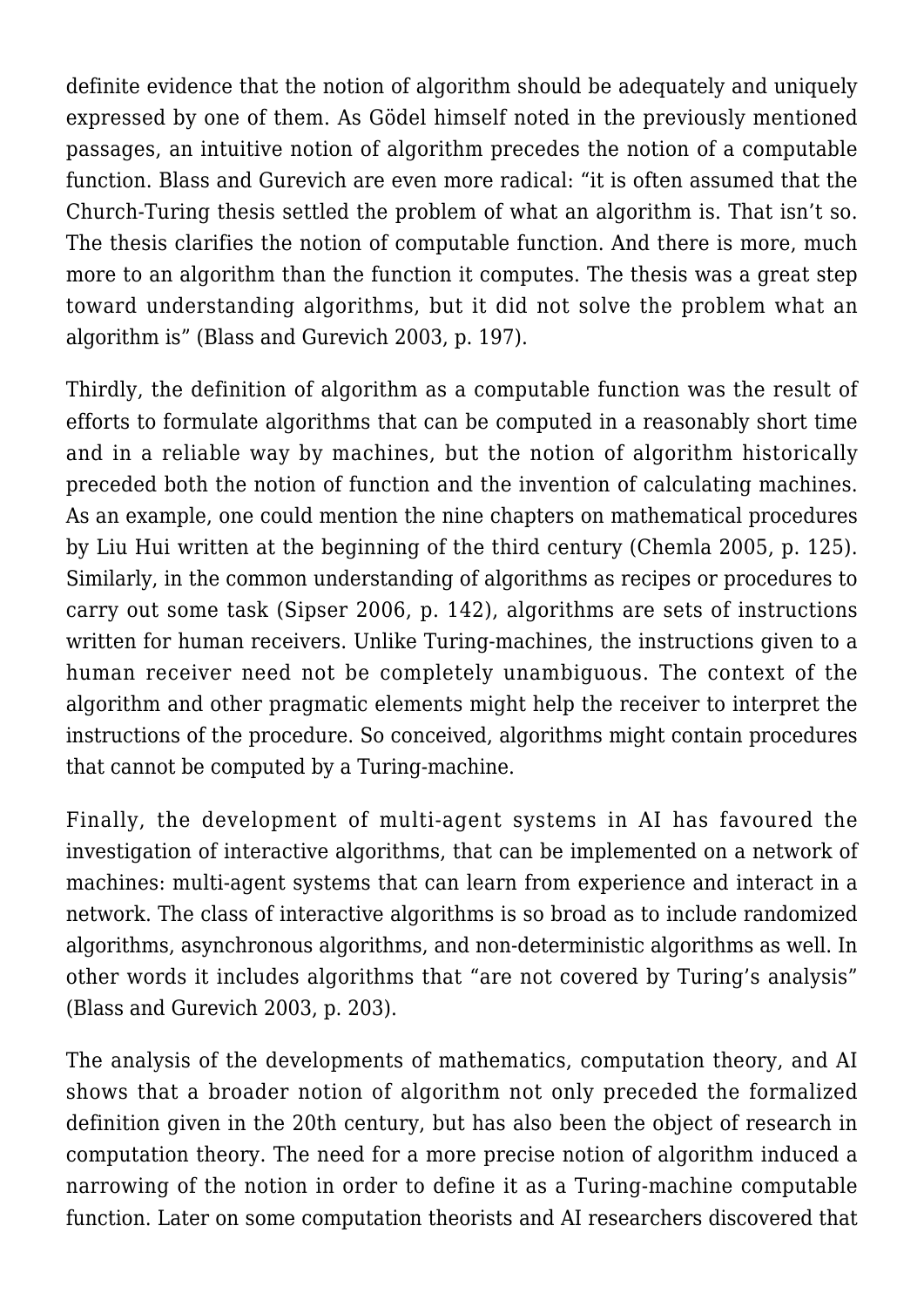definite evidence that the notion of algorithm should be adequately and uniquely expressed by one of them. As Gödel himself noted in the previously mentioned passages, an intuitive notion of algorithm precedes the notion of a computable function. Blass and Gurevich are even more radical: "it is often assumed that the Church-Turing thesis settled the problem of what an algorithm is. That isn't so. The thesis clarifies the notion of computable function. And there is more, much more to an algorithm than the function it computes. The thesis was a great step toward understanding algorithms, but it did not solve the problem what an algorithm is" (Blass and Gurevich 2003, p. 197).

Thirdly, the definition of algorithm as a computable function was the result of efforts to formulate algorithms that can be computed in a reasonably short time and in a reliable way by machines, but the notion of algorithm historically preceded both the notion of function and the invention of calculating machines. As an example, one could mention the nine chapters on mathematical procedures by Liu Hui written at the beginning of the third century (Chemla 2005, p. 125). Similarly, in the common understanding of algorithms as recipes or procedures to carry out some task (Sipser 2006, p. 142), algorithms are sets of instructions written for human receivers. Unlike Turing-machines, the instructions given to a human receiver need not be completely unambiguous. The context of the algorithm and other pragmatic elements might help the receiver to interpret the instructions of the procedure. So conceived, algorithms might contain procedures that cannot be computed by a Turing-machine.

Finally, the development of multi-agent systems in AI has favoured the investigation of interactive algorithms, that can be implemented on a network of machines: multi-agent systems that can learn from experience and interact in a network. The class of interactive algorithms is so broad as to include randomized algorithms, asynchronous algorithms, and non-deterministic algorithms as well. In other words it includes algorithms that "are not covered by Turing's analysis" (Blass and Gurevich 2003, p. 203).

The analysis of the developments of mathematics, computation theory, and AI shows that a broader notion of algorithm not only preceded the formalized definition given in the 20th century, but has also been the object of research in computation theory. The need for a more precise notion of algorithm induced a narrowing of the notion in order to define it as a Turing-machine computable function. Later on some computation theorists and AI researchers discovered that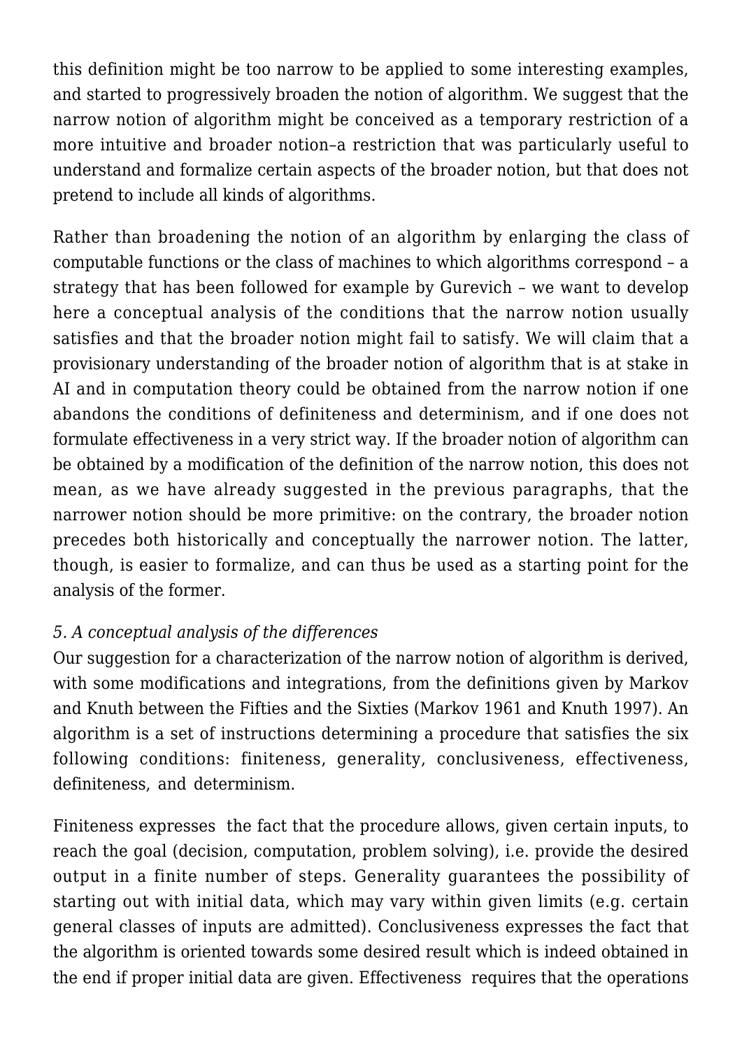this definition might be too narrow to be applied to some interesting examples, and started to progressively broaden the notion of algorithm. We suggest that the narrow notion of algorithm might be conceived as a temporary restriction of a more intuitive and broader notion–a restriction that was particularly useful to understand and formalize certain aspects of the broader notion, but that does not pretend to include all kinds of algorithms.

Rather than broadening the notion of an algorithm by enlarging the class of computable functions or the class of machines to which algorithms correspond – a strategy that has been followed for example by Gurevich – we want to develop here a conceptual analysis of the conditions that the narrow notion usually satisfies and that the broader notion might fail to satisfy. We will claim that a provisionary understanding of the broader notion of algorithm that is at stake in AI and in computation theory could be obtained from the narrow notion if one abandons the conditions of definiteness and determinism, and if one does not formulate effectiveness in a very strict way. If the broader notion of algorithm can be obtained by a modification of the definition of the narrow notion, this does not mean, as we have already suggested in the previous paragraphs, that the narrower notion should be more primitive: on the contrary, the broader notion precedes both historically and conceptually the narrower notion. The latter, though, is easier to formalize, and can thus be used as a starting point for the analysis of the former.

*5. A conceptual analysis of the differences*

Our suggestion for a characterization of the narrow notion of algorithm is derived, with some modifications and integrations, from the definitions given by Markov and Knuth between the Fifties and the Sixties (Markov 1961 and Knuth 1997). An algorithm is a set of instructions determining a procedure that satisfies the six following conditions: finiteness, generality, conclusiveness, effectiveness, definiteness, and determinism.

Finiteness expresses the fact that the procedure allows, given certain inputs, to reach the goal (decision, computation, problem solving), i.e. provide the desired output in a finite number of steps. Generality guarantees the possibility of starting out with initial data, which may vary within given limits (e.g. certain general classes of inputs are admitted). Conclusiveness expresses the fact that the algorithm is oriented towards some desired result which is indeed obtained in the end if proper initial data are given. Effectiveness requires that the operations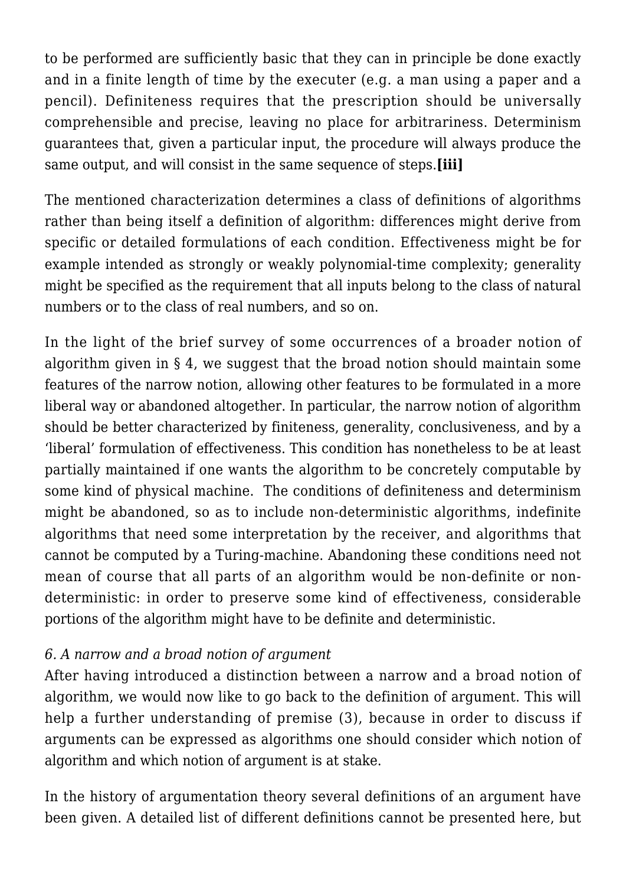to be performed are sufficiently basic that they can in principle be done exactly and in a finite length of time by the executer (e.g. a man using a paper and a pencil). Definiteness requires that the prescription should be universally comprehensible and precise, leaving no place for arbitrariness. Determinism guarantees that, given a particular input, the procedure will always produce the same output, and will consist in the same sequence of steps.**[iii]**

The mentioned characterization determines a class of definitions of algorithms rather than being itself a definition of algorithm: differences might derive from specific or detailed formulations of each condition. Effectiveness might be for example intended as strongly or weakly polynomial-time complexity; generality might be specified as the requirement that all inputs belong to the class of natural numbers or to the class of real numbers, and so on.

In the light of the brief survey of some occurrences of a broader notion of algorithm given in § 4, we suggest that the broad notion should maintain some features of the narrow notion, allowing other features to be formulated in a more liberal way or abandoned altogether. In particular, the narrow notion of algorithm should be better characterized by finiteness, generality, conclusiveness, and by a 'liberal' formulation of effectiveness. This condition has nonetheless to be at least partially maintained if one wants the algorithm to be concretely computable by some kind of physical machine. The conditions of definiteness and determinism might be abandoned, so as to include non-deterministic algorithms, indefinite algorithms that need some interpretation by the receiver, and algorithms that cannot be computed by a Turing-machine. Abandoning these conditions need not mean of course that all parts of an algorithm would be non-definite or non-deterministic: in order to preserve some kind of effectiveness, considerable portions of the algorithm might have to be definite and deterministic.

### *6. A narrow and a broad notion of argument*

After having introduced a distinction between a narrow and a broad notion of algorithm, we would now like to go back to the definition of argument. This will help a further understanding of premise (3), because in order to discuss if arguments can be expressed as algorithms one should consider which notion of algorithm and which notion of argument is at stake.

In the history of argumentation theory several definitions of an argument have been given. A detailed list of different definitions cannot be presented here, but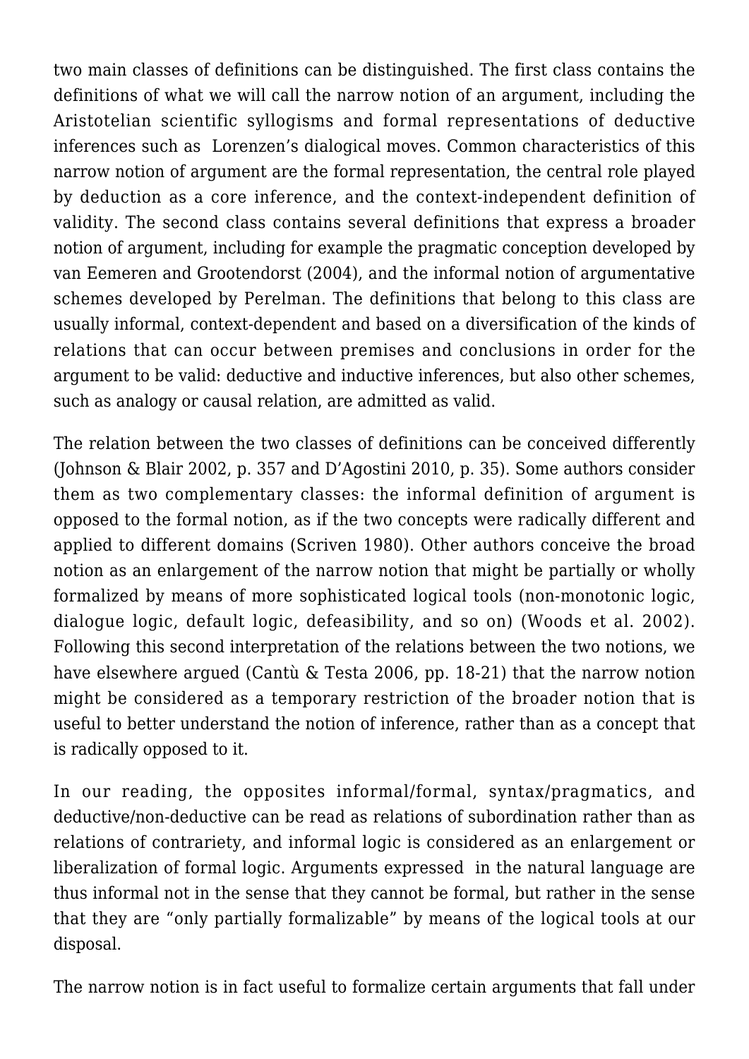two main classes of definitions can be distinguished. The first class contains the definitions of what we will call the narrow notion of an argument, including the Aristotelian scientific syllogisms and formal representations of deductive inferences such as Lorenzen's dialogical moves. Common characteristics of this narrow notion of argument are the formal representation, the central role played by deduction as a core inference, and the context-independent definition of validity. The second class contains several definitions that express a broader notion of argument, including for example the pragmatic conception developed by van Eemeren and Grootendorst (2004), and the informal notion of argumentative schemes developed by Perelman. The definitions that belong to this class are usually informal, context-dependent and based on a diversification of the kinds of relations that can occur between premises and conclusions in order for the argument to be valid: deductive and inductive inferences, but also other schemes, such as analogy or causal relation, are admitted as valid.

The relation between the two classes of definitions can be conceived differently (Johnson & Blair 2002, p. 357 and D'Agostini 2010, p. 35). Some authors consider them as two complementary classes: the informal definition of argument is opposed to the formal notion, as if the two concepts were radically different and applied to different domains (Scriven 1980). Other authors conceive the broad notion as an enlargement of the narrow notion that might be partially or wholly formalized by means of more sophisticated logical tools (non-monotonic logic, dialogue logic, default logic, defeasibility, and so on) (Woods et al. 2002). Following this second interpretation of the relations between the two notions, we have elsewhere argued (Cantù & Testa 2006, pp. 18-21) that the narrow notion might be considered as a temporary restriction of the broader notion that is useful to better understand the notion of inference, rather than as a concept that is radically opposed to it.

In our reading, the opposites informal/formal, syntax/pragmatics, and deductive/non-deductive can be read as relations of subordination rather than as relations of contrariety, and informal logic is considered as an enlargement or liberalization of formal logic. Arguments expressed in the natural language are thus informal not in the sense that they cannot be formal, but rather in the sense that they are "only partially formalizable" by means of the logical tools at our disposal.

The narrow notion is in fact useful to formalize certain arguments that fall under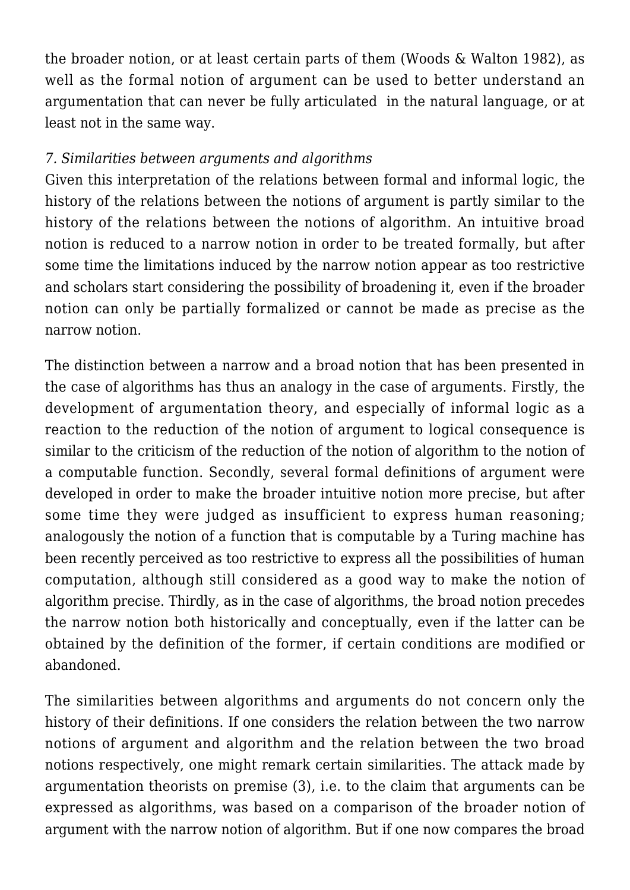the broader notion, or at least certain parts of them (Woods & Walton 1982), as well as the formal notion of argument can be used to better understand an argumentation that can never be fully articulated in the natural language, or at least not in the same way.

*7. Similarities between arguments and algorithms*

Given this interpretation of the relations between formal and informal logic, the history of the relations between the notions of argument is partly similar to the history of the relations between the notions of algorithm. An intuitive broad notion is reduced to a narrow notion in order to be treated formally, but after some time the limitations induced by the narrow notion appear as too restrictive and scholars start considering the possibility of broadening it, even if the broader notion can only be partially formalized or cannot be made as precise as the narrow notion.

The distinction between a narrow and a broad notion that has been presented in the case of algorithms has thus an analogy in the case of arguments. Firstly, the development of argumentation theory, and especially of informal logic as a reaction to the reduction of the notion of argument to logical consequence is similar to the criticism of the reduction of the notion of algorithm to the notion of a computable function. Secondly, several formal definitions of argument were developed in order to make the broader intuitive notion more precise, but after some time they were judged as insufficient to express human reasoning; analogously the notion of a function that is computable by a Turing machine has been recently perceived as too restrictive to express all the possibilities of human computation, although still considered as a good way to make the notion of algorithm precise. Thirdly, as in the case of algorithms, the broad notion precedes the narrow notion both historically and conceptually, even if the latter can be obtained by the definition of the former, if certain conditions are modified or abandoned.

The similarities between algorithms and arguments do not concern only the history of their definitions. If one considers the relation between the two narrow notions of argument and algorithm and the relation between the two broad notions respectively, one might remark certain similarities. The attack made by argumentation theorists on premise (3), i.e. to the claim that arguments can be expressed as algorithms, was based on a comparison of the broader notion of argument with the narrow notion of algorithm. But if one now compares the broad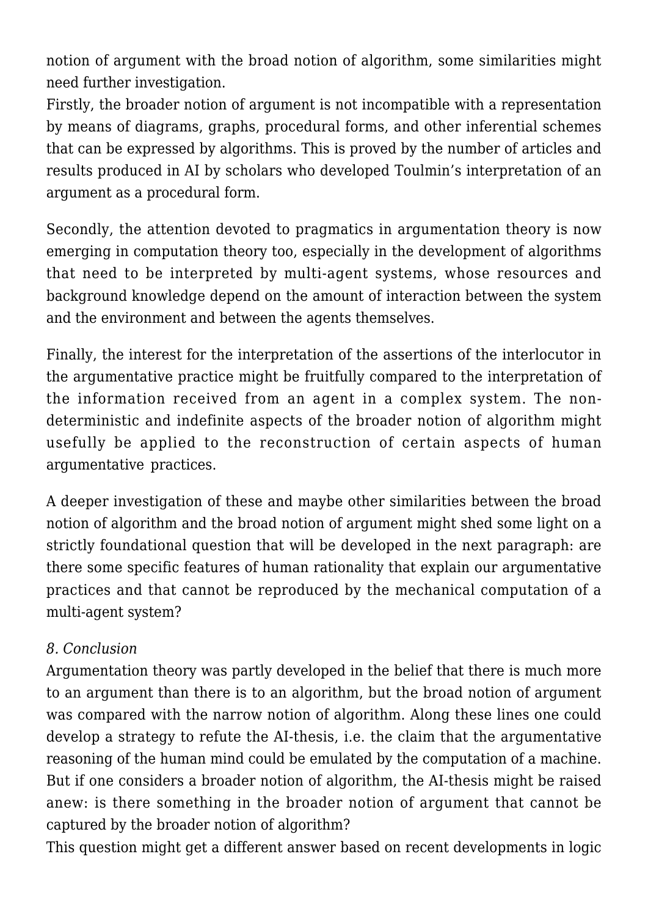notion of argument with the broad notion of algorithm, some similarities might need further investigation.

Firstly, the broader notion of argument is not incompatible with a representation by means of diagrams, graphs, procedural forms, and other inferential schemes that can be expressed by algorithms. This is proved by the number of articles and results produced in AI by scholars who developed Toulmin's interpretation of an argument as a procedural form.

Secondly, the attention devoted to pragmatics in argumentation theory is now emerging in computation theory too, especially in the development of algorithms that need to be interpreted by multi-agent systems, whose resources and background knowledge depend on the amount of interaction between the system and the environment and between the agents themselves.

Finally, the interest for the interpretation of the assertions of the interlocutor in the argumentative practice might be fruitfully compared to the interpretation of the information received from an agent in a complex system. The non-deterministic and indefinite aspects of the broader notion of algorithm might usefully be applied to the reconstruction of certain aspects of human argumentative practices.

A deeper investigation of these and maybe other similarities between the broad notion of algorithm and the broad notion of argument might shed some light on a strictly foundational question that will be developed in the next paragraph: are there some specific features of human rationality that explain our argumentative practices and that cannot be reproduced by the mechanical computation of a multi-agent system?

*8. Conclusion*

Argumentation theory was partly developed in the belief that there is much more to an argument than there is to an algorithm, but the broad notion of argument was compared with the narrow notion of algorithm. Along these lines one could develop a strategy to refute the AI-thesis, i.e. the claim that the argumentative reasoning of the human mind could be emulated by the computation of a machine. But if one considers a broader notion of algorithm, the AI-thesis might be raised anew: is there something in the broader notion of argument that cannot be captured by the broader notion of algorithm?

This question might get a different answer based on recent developments in logic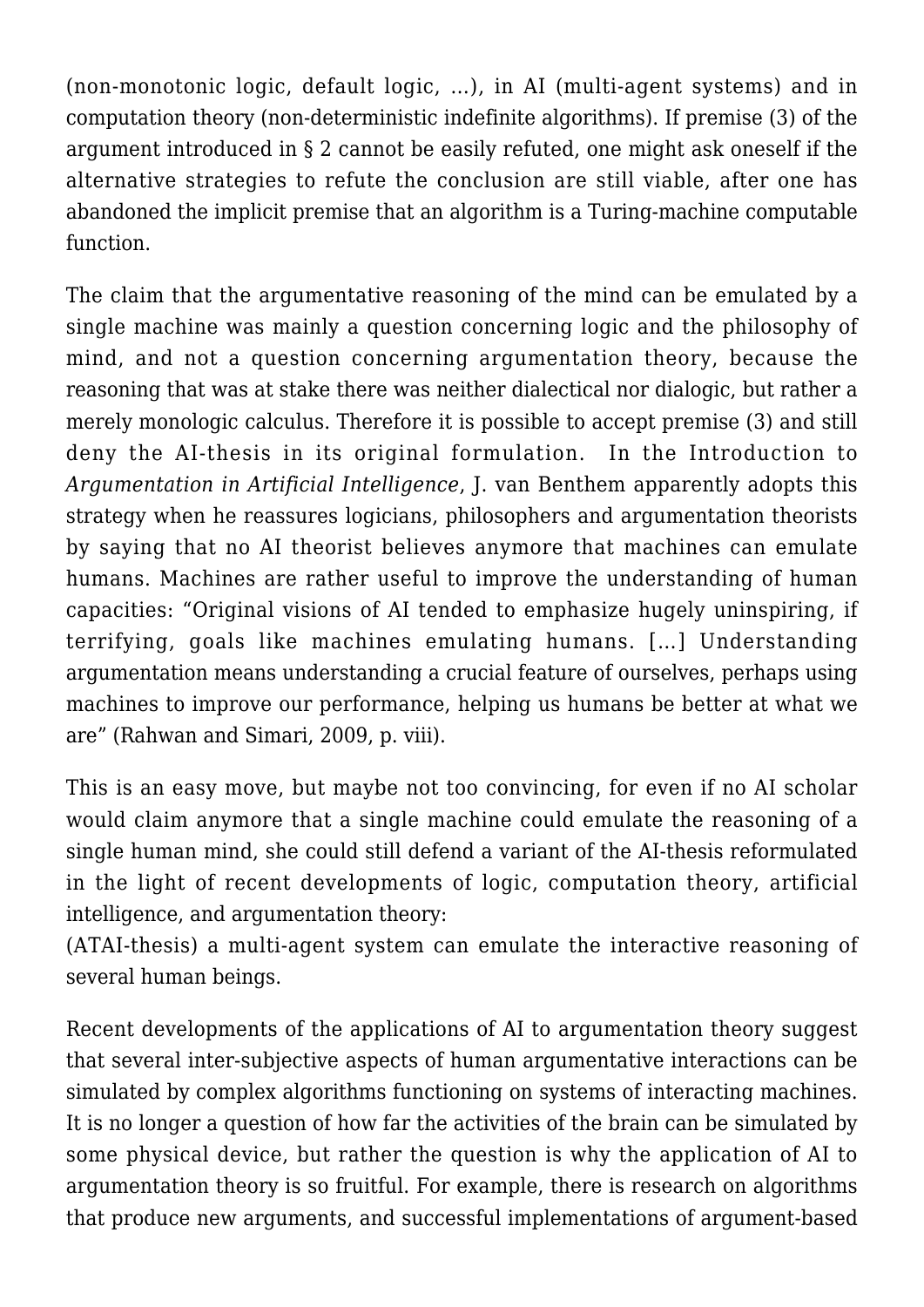(non-monotonic logic, default logic, …), in AI (multi-agent systems) and in computation theory (non-deterministic indefinite algorithms). If premise (3) of the argument introduced in § 2 cannot be easily refuted, one might ask oneself if the alternative strategies to refute the conclusion are still viable, after one has abandoned the implicit premise that an algorithm is a Turing-machine computable function.

The claim that the argumentative reasoning of the mind can be emulated by a single machine was mainly a question concerning logic and the philosophy of mind, and not a question concerning argumentation theory, because the reasoning that was at stake there was neither dialectical nor dialogic, but rather a merely monologic calculus. Therefore it is possible to accept premise (3) and still deny the AI-thesis in its original formulation. In the Introduction to *Argumentation in Artificial Intelligence*, J. van Benthem apparently adopts this strategy when he reassures logicians, philosophers and argumentation theorists by saying that no AI theorist believes anymore that machines can emulate humans. Machines are rather useful to improve the understanding of human capacities: "Original visions of AI tended to emphasize hugely uninspiring, if terrifying, goals like machines emulating humans. […] Understanding argumentation means understanding a crucial feature of ourselves, perhaps using machines to improve our performance, helping us humans be better at what we are" (Rahwan and Simari, 2009, p. viii).

This is an easy move, but maybe not too convincing, for even if no AI scholar would claim anymore that a single machine could emulate the reasoning of a single human mind, she could still defend a variant of the AI-thesis reformulated in the light of recent developments of logic, computation theory, artificial intelligence, and argumentation theory:
(ATAI-thesis) a multi-agent system can emulate the interactive reasoning of several human beings.

Recent developments of the applications of AI to argumentation theory suggest that several inter-subjective aspects of human argumentative interactions can be simulated by complex algorithms functioning on systems of interacting machines. It is no longer a question of how far the activities of the brain can be simulated by some physical device, but rather the question is why the application of AI to argumentation theory is so fruitful. For example, there is research on algorithms that produce new arguments, and successful implementations of argument-based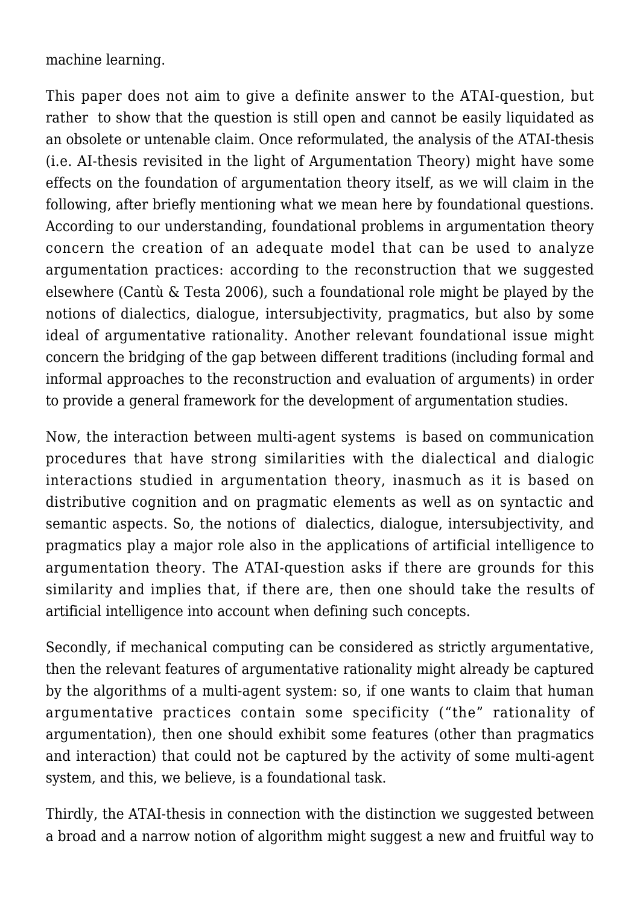machine learning.

This paper does not aim to give a definite answer to the ATAI-question, but rather to show that the question is still open and cannot be easily liquidated as an obsolete or untenable claim. Once reformulated, the analysis of the ATAI-thesis (i.e. AI-thesis revisited in the light of Argumentation Theory) might have some effects on the foundation of argumentation theory itself, as we will claim in the following, after briefly mentioning what we mean here by foundational questions. According to our understanding, foundational problems in argumentation theory concern the creation of an adequate model that can be used to analyze argumentation practices: according to the reconstruction that we suggested elsewhere (Cantù & Testa 2006), such a foundational role might be played by the notions of dialectics, dialogue, intersubjectivity, pragmatics, but also by some ideal of argumentative rationality. Another relevant foundational issue might concern the bridging of the gap between different traditions (including formal and informal approaches to the reconstruction and evaluation of arguments) in order to provide a general framework for the development of argumentation studies.

Now, the interaction between multi-agent systems is based on communication procedures that have strong similarities with the dialectical and dialogic interactions studied in argumentation theory, inasmuch as it is based on distributive cognition and on pragmatic elements as well as on syntactic and semantic aspects. So, the notions of dialectics, dialogue, intersubjectivity, and pragmatics play a major role also in the applications of artificial intelligence to argumentation theory. The ATAI-question asks if there are grounds for this similarity and implies that, if there are, then one should take the results of artificial intelligence into account when defining such concepts.

Secondly, if mechanical computing can be considered as strictly argumentative, then the relevant features of argumentative rationality might already be captured by the algorithms of a multi-agent system: so, if one wants to claim that human argumentative practices contain some specificity ("the" rationality of argumentation), then one should exhibit some features (other than pragmatics and interaction) that could not be captured by the activity of some multi-agent system, and this, we believe, is a foundational task.

Thirdly, the ATAI-thesis in connection with the distinction we suggested between a broad and a narrow notion of algorithm might suggest a new and fruitful way to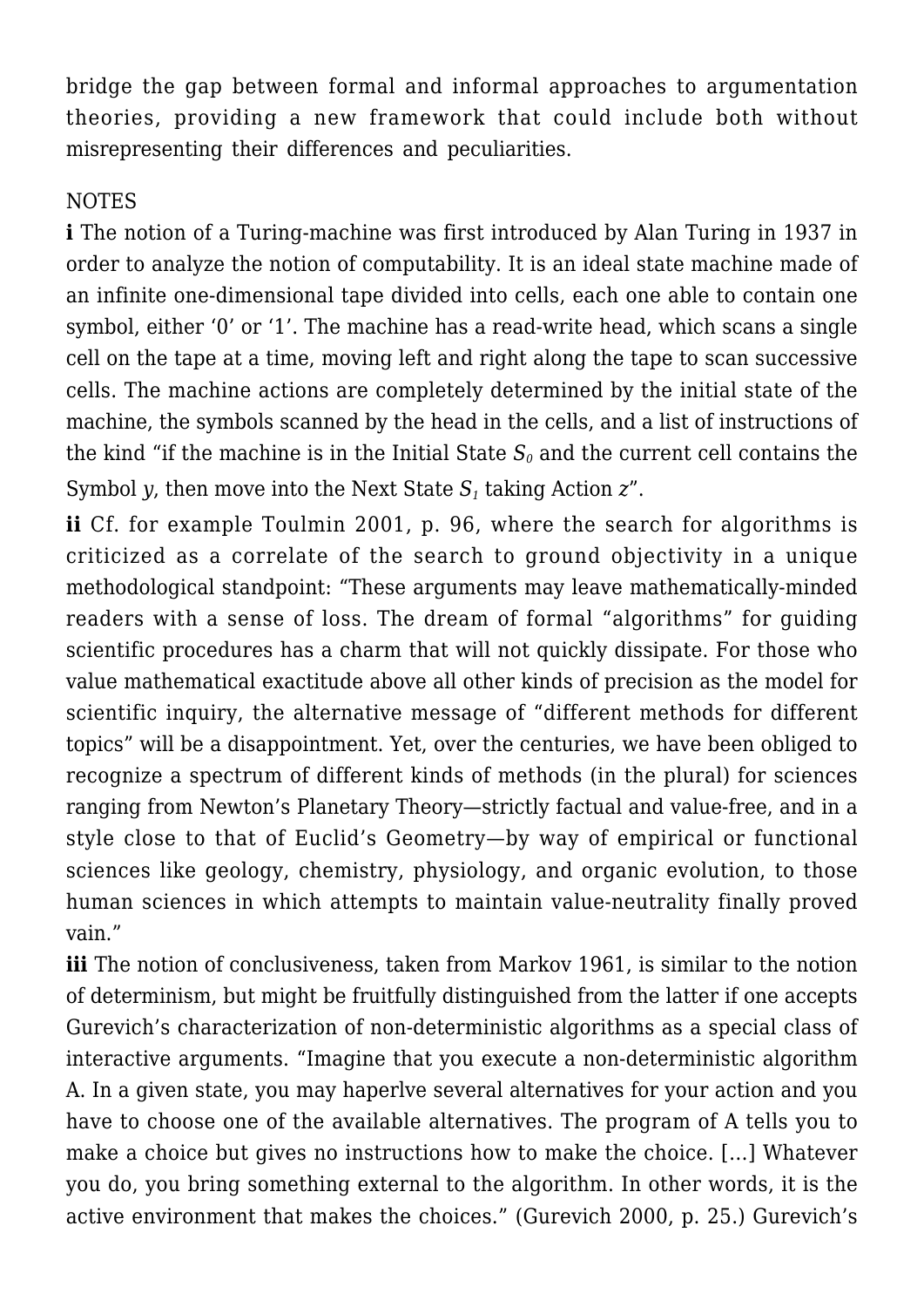bridge the gap between formal and informal approaches to argumentation theories, providing a new framework that could include both without misrepresenting their differences and peculiarities.

NOTES

**i** The notion of a Turing-machine was first introduced by Alan Turing in 1937 in order to analyze the notion of computability. It is an ideal state machine made of an infinite one-dimensional tape divided into cells, each one able to contain one symbol, either '0' or '1'. The machine has a read-write head, which scans a single cell on the tape at a time, moving left and right along the tape to scan successive cells. The machine actions are completely determined by the initial state of the machine, the symbols scanned by the head in the cells, and a list of instructions of the kind "if the machine is in the Initial State $S_0$ and the current cell contains the Symbol *y*, then move into the Next State $S_1$ taking Action *z*".

**ii** Cf. for example Toulmin 2001, p. 96, where the search for algorithms is criticized as a correlate of the search to ground objectivity in a unique methodological standpoint: "These arguments may leave mathematically-minded readers with a sense of loss. The dream of formal "algorithms" for guiding scientific procedures has a charm that will not quickly dissipate. For those who value mathematical exactitude above all other kinds of precision as the model for scientific inquiry, the alternative message of "different methods for different topics" will be a disappointment. Yet, over the centuries, we have been obliged to recognize a spectrum of different kinds of methods (in the plural) for sciences ranging from Newton's Planetary Theory—strictly factual and value-free, and in a style close to that of Euclid's Geometry—by way of empirical or functional sciences like geology, chemistry, physiology, and organic evolution, to those human sciences in which attempts to maintain value-neutrality finally proved vain."

**iii** The notion of conclusiveness, taken from Markov 1961, is similar to the notion of determinism, but might be fruitfully distinguished from the latter if one accepts Gurevich's characterization of non-deterministic algorithms as a special class of interactive arguments. "Imagine that you execute a non-deterministic algorithm A. In a given state, you may haperlve several alternatives for your action and you have to choose one of the available alternatives. The program of A tells you to make a choice but gives no instructions how to make the choice. […] Whatever you do, you bring something external to the algorithm. In other words, it is the active environment that makes the choices." (Gurevich 2000, p. 25.) Gurevich's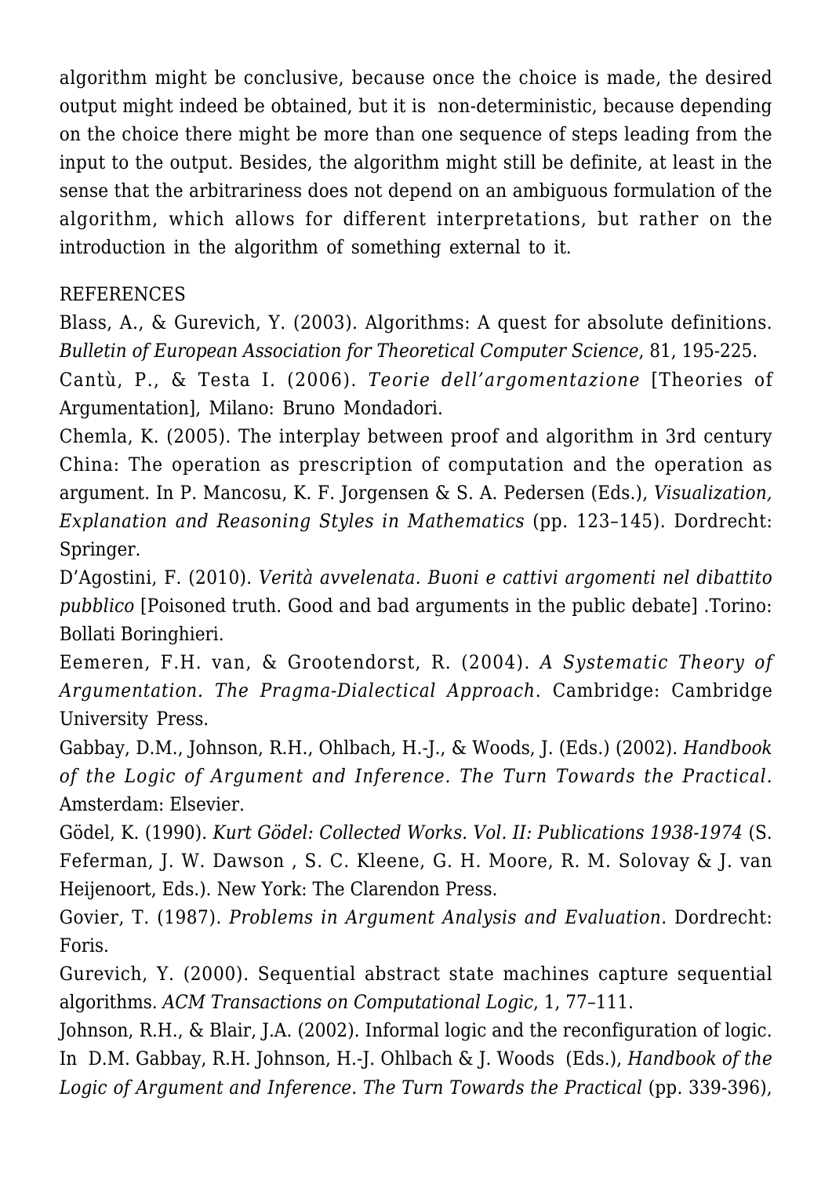algorithm might be conclusive, because once the choice is made, the desired output might indeed be obtained, but it is non-deterministic, because depending on the choice there might be more than one sequence of steps leading from the input to the output. Besides, the algorithm might still be definite, at least in the sense that the arbitrariness does not depend on an ambiguous formulation of the algorithm, which allows for different interpretations, but rather on the introduction in the algorithm of something external to it.

REFERENCES

Blass, A., & Gurevich, Y. (2003). Algorithms: A quest for absolute definitions. *Bulletin of European Association for Theoretical Computer Science*, 81, 195-225.

Cantù, P., & Testa I. (2006). *Teorie dell'argomentazione* [Theories of Argumentation], Milano: Bruno Mondadori.

Chemla, K. (2005). The interplay between proof and algorithm in 3rd century China: The operation as prescription of computation and the operation as argument. In P. Mancosu, K. F. Jorgensen & S. A. Pedersen (Eds.), *Visualization, Explanation and Reasoning Styles in Mathematics* (pp. 123–145). Dordrecht: Springer.

D'Agostini, F. (2010). *Verità avvelenata. Buoni e cattivi argomenti nel dibattito pubblico* [Poisoned truth. Good and bad arguments in the public debate] .Torino: Bollati Boringhieri.

Eemeren, F.H. van, & Grootendorst, R. (2004). *A Systematic Theory of Argumentation. The Pragma-Dialectical Approach*. Cambridge: Cambridge University Press.

Gabbay, D.M., Johnson, R.H., Ohlbach, H.-J., & Woods, J. (Eds.) (2002). *Handbook of the Logic of Argument and Inference. The Turn Towards the Practical*. Amsterdam: Elsevier.

Gödel, K. (1990). *Kurt Gödel: Collected Works. Vol. II: Publications 1938-1974* (S. Feferman, J. W. Dawson , S. C. Kleene, G. H. Moore, R. M. Solovay & J. van Heijenoort, Eds.). New York: The Clarendon Press.

Govier, T. (1987). *Problems in Argument Analysis and Evaluation*. Dordrecht: Foris.

Gurevich, Y. (2000). Sequential abstract state machines capture sequential algorithms. *ACM Transactions on Computational Logic*, 1, 77–111.

Johnson, R.H., & Blair, J.A. (2002). Informal logic and the reconfiguration of logic. In D.M. Gabbay, R.H. Johnson, H.-J. Ohlbach & J. Woods (Eds.), *Handbook of the Logic of Argument and Inference. The Turn Towards the Practical* (pp. 339-396),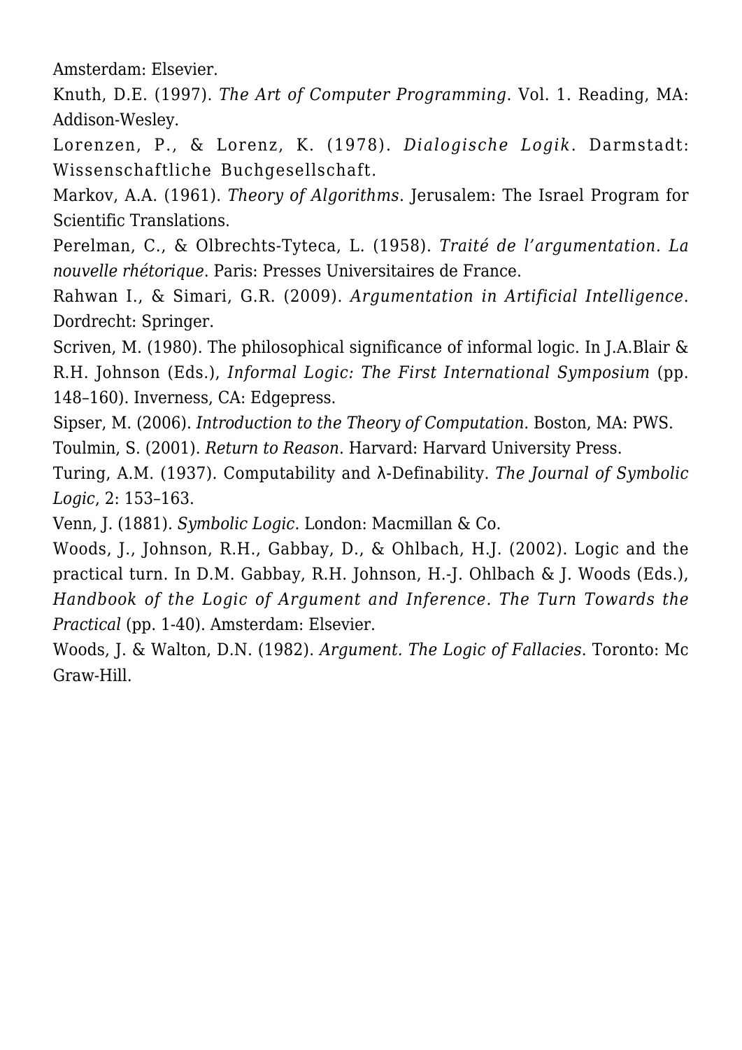Amsterdam: Elsevier.

Knuth, D.E. (1997). *The Art of Computer Programming*. Vol. 1. Reading, MA: Addison-Wesley.

Lorenzen, P., & Lorenz, K. (1978). *Dialogische Logik*. Darmstadt: Wissenschaftliche Buchgesellschaft.

Markov, A.A. (1961). *Theory of Algorithms*. Jerusalem: The Israel Program for Scientific Translations.

Perelman, C., & Olbrechts-Tyteca, L. (1958). *Traité de l'argumentation. La nouvelle rhétorique*. Paris: Presses Universitaires de France.

Rahwan I., & Simari, G.R. (2009). *Argumentation in Artificial Intelligence*. Dordrecht: Springer.

Scriven, M. (1980). The philosophical significance of informal logic. In J.A.Blair & R.H. Johnson (Eds.), *Informal Logic: The First International Symposium* (pp. 148–160). Inverness, CA: Edgepress.

Sipser, M. (2006). *Introduction to the Theory of Computation*. Boston, MA: PWS.

Toulmin, S. (2001). *Return to Reason*. Harvard: Harvard University Press.

Turing, A.M. (1937). Computability and λ-Definability. *The Journal of Symbolic Logic*, 2: 153–163.

Venn, J. (1881). *Symbolic Logic*. London: Macmillan & Co.

Woods, J., Johnson, R.H., Gabbay, D., & Ohlbach, H.J. (2002). Logic and the practical turn. In D.M. Gabbay, R.H. Johnson, H.-J. Ohlbach & J. Woods (Eds.), *Handbook of the Logic of Argument and Inference. The Turn Towards the Practical* (pp. 1-40). Amsterdam: Elsevier.

Woods, J. & Walton, D.N. (1982). *Argument. The Logic of Fallacies*. Toronto: Mc Graw-Hill.